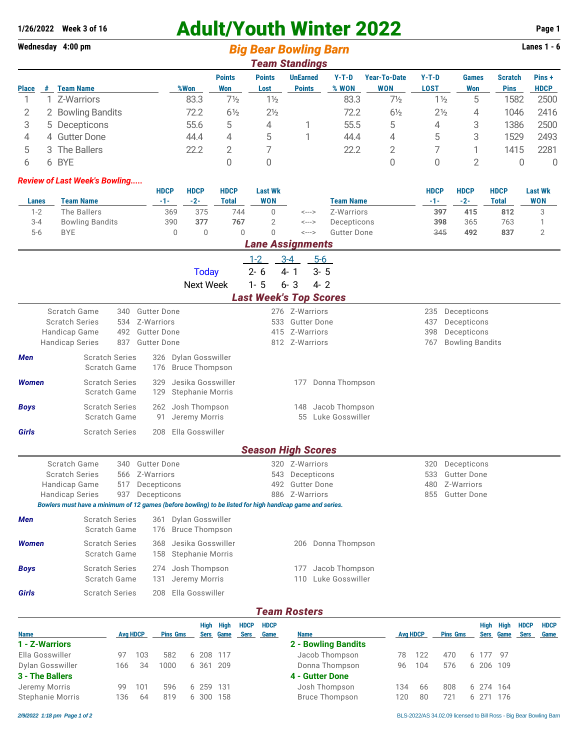**1/26/2022 Week 3 of 16**

# Adult/Youth Winter 2022

**Wednesday 4:00 pm**

## Big Bear Bowling Barn

**Lanes 1 - 6**

### Team Standings

| Place | # | Team Name | %Won | Points Won | Points Lost | UnEarned Points | Y-T-D % WON | Year-To-Date WON | Y-T-D LOST | Games Won | Scratch Pins | Pins + HDCP |
|---|---|---|---|---|---|---|---|---|---|---|---|---|
| 1 | 1 | Z-Warriors | 83.3 | 7½ | 1½ | | 83.3 | 7½ | 1½ | 5 | 1582 | 2500 |
| 2 | 2 | Bowling Bandits | 72.2 | 6½ | 2½ | | 72.2 | 6½ | 2½ | 4 | 1046 | 2416 |
| 3 | 5 | Decepticons | 55.6 | 5 | 4 | 1 | 55.5 | 5 | 4 | 3 | 1386 | 2500 |
| 4 | 4 | Gutter Done | 44.4 | 4 | 5 | 1 | 44.4 | 4 | 5 | 3 | 1529 | 2493 |
| 5 | 3 | The Ballers | 22.2 | 2 | 7 | | 22.2 | 2 | 7 | 1 | 1415 | 2281 |
| 6 | 6 | BYE | | 0 | 0 | | | 0 | 0 | 2 | 0 | 0 |

***Review of Last Week's Bowling.....***

| Lanes | Team Name | HDCP -1- | HDCP -2- | HDCP Total | Last Wk WON | | Team Name | HDCP -1- | HDCP -2- | HDCP Total | Last Wk WON |
|---|---|---|---|---|---|---|---|---|---|---|---|
| 1-2 | The Ballers | 369 | 375 | 744 | 0 | <---> | Z-Warriors | **397** | **415** | **812** | 3 |
| 3-4 | Bowling Bandits | 390 | **377** | **767** | 2 | <---> | Decepticons | **398** | 365 | 763 | 1 |
| 5-6 | BYE | 0 | 0 | 0 | 0 | <---> | Gutter Done | ~~345~~ | **492** | **837** | 2 |

### Lane Assignments

| | 1-2 | 3-4 | 5-6 |
|---|---|---|---|
| Today | 2- 6 | 4- 1 | 3- 5 |
| Next Week | 1- 5 | 6- 3 | 4- 2 |

### Last Week's Top Scores

| | | | | | | |
|---|---|---|---|---|---|---|
| Scratch Game | 340 | Gutter Done | 276 | Z-Warriors | 235 | Decepticons |
| Scratch Series | 534 | Z-Warriors | 533 | Gutter Done | 437 | Decepticons |
| Handicap Game | 492 | Gutter Done | 415 | Z-Warriors | 398 | Decepticons |
| Handicap Series | 837 | Gutter Done | 812 | Z-Warriors | 767 | Bowling Bandits |

| | | | | | |
|---|---|---|---|---|---|
| ***Men*** | Scratch Series | 326 | Dylan Gosswiller | | |
| | Scratch Game | 176 | Bruce Thompson | | |
| ***Women*** | Scratch Series | 329 | Jesika Gosswiller | 177 | Donna Thompson |
| | Scratch Game | 129 | Stephanie Morris | | |
| ***Boys*** | Scratch Series | 262 | Josh Thompson | 148 | Jacob Thompson |
| | Scratch Game | 91 | Jeremy Morris | 55 | Luke Gosswiller |
| ***Girls*** | Scratch Series | 208 | Ella Gosswiller | | |

### Season High Scores

| | | | | | | |
|---|---|---|---|---|---|---|
| Scratch Game | 340 | Gutter Done | 320 | Z-Warriors | 320 | Decepticons |
| Scratch Series | 566 | Z-Warriors | 543 | Decepticons | 533 | Gutter Done |
| Handicap Game | 517 | Decepticons | 492 | Gutter Done | 480 | Z-Warriors |
| Handicap Series | 937 | Decepticons | 886 | Z-Warriors | 855 | Gutter Done |

*Bowlers must have a minimum of 12 games (before bowling) to be listed for high handicap game and series.*

| | | | | | |
|---|---|---|---|---|---|
| ***Men*** | Scratch Series | 361 | Dylan Gosswiller | | |
| | Scratch Game | 176 | Bruce Thompson | | |
| ***Women*** | Scratch Series | 368 | Jesika Gosswiller | 206 | Donna Thompson |
| | Scratch Game | 158 | Stephanie Morris | | |
| ***Boys*** | Scratch Series | 274 | Josh Thompson | 177 | Jacob Thompson |
| | Scratch Game | 131 | Jeremy Morris | 110 | Luke Gosswiller |
| ***Girls*** | Scratch Series | 208 | Ella Gosswiller | | |

### Team Rosters

| Name | Avg | HDCP | Pins | Gms | High Sers | High Game | HDCP Sers | HDCP Game |
|---|---|---|---|---|---|---|---|---|
| **1 - Z-Warriors** | | | | | | | | |
| Ella Gosswiller | 97 | 103 | 582 | 6 | 208 | 117 | | |
| Dylan Gosswiller | 166 | 34 | 1000 | 6 | 361 | 209 | | |
| **3 - The Ballers** | | | | | | | | |
| Jeremy Morris | 99 | 101 | 596 | 6 | 259 | 131 | | |
| Stephanie Morris | 136 | 64 | 819 | 6 | 300 | 158 | | |
| **2 - Bowling Bandits** | | | | | | | | |
| Jacob Thompson | 78 | 122 | 470 | 6 | 177 | 97 | | |
| Donna Thompson | 96 | 104 | 576 | 6 | 206 | 109 | | |
| **4 - Gutter Done** | | | | | | | | |
| Josh Thompson | 134 | 66 | 808 | 6 | 274 | 164 | | |
| Bruce Thompson | 120 | 80 | 721 | 6 | 271 | 176 | | |

*2/9/2022 1:18 pm* BLS-2022/AS 34.02.09 licensed to Bill Ross - Big Bear Bowling Barn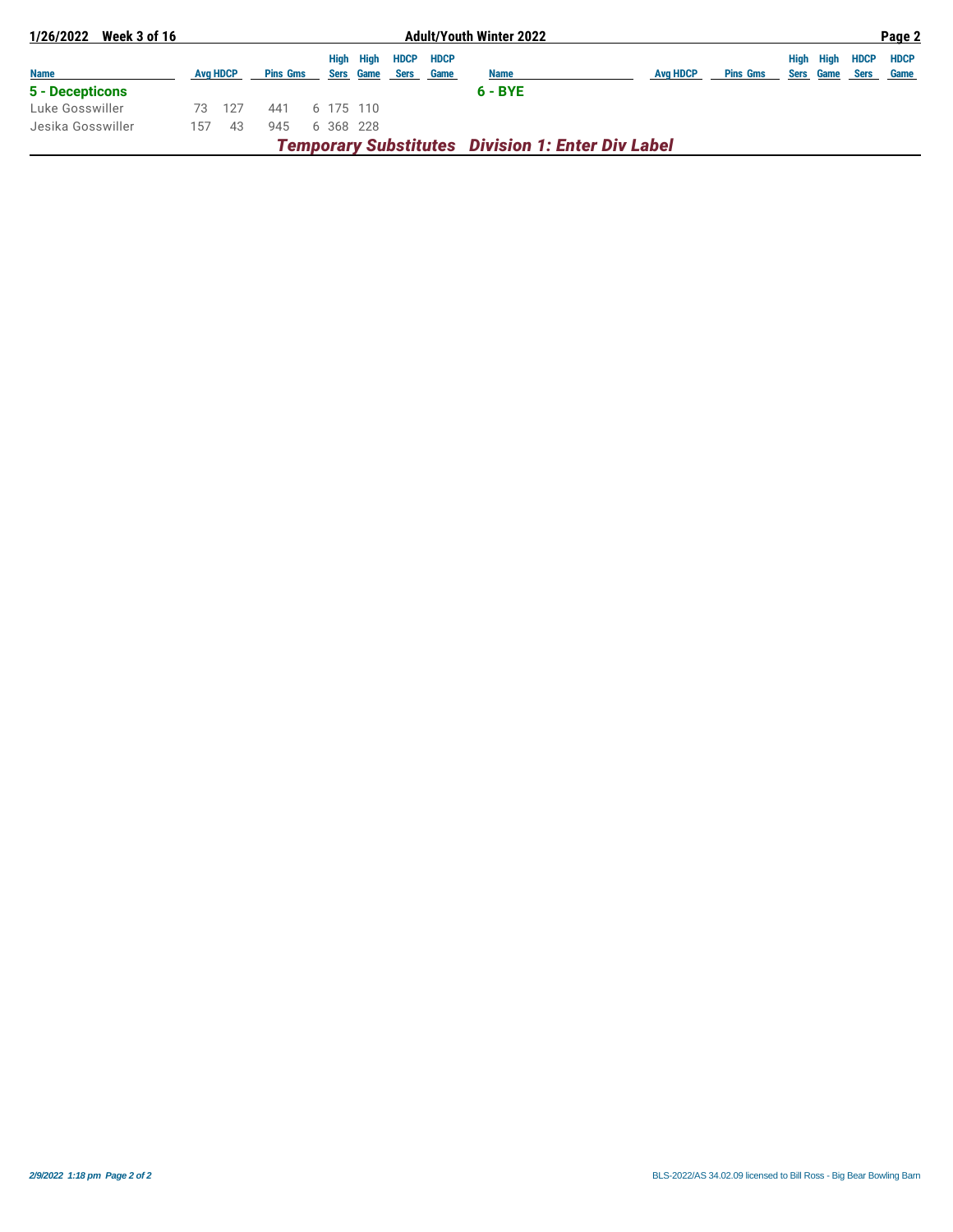| Name | Avg | HDCP | Pins | Gms | High Sers | High Game | HDCP Sers | HDCP Game | Name | Avg | HDCP | Pins | Gms | High Sers | High Game | HDCP Sers | HDCP Game |
|---|---|---|---|---|---|---|---|---|---|---|---|---|---|---|---|---|---|
| **5 - Decepticons** | | | | | | | | | **6 - BYE** | | | | | | | | |
| Luke Gosswiller | 73 | 127 | 441 | 6 | 175 | 110 | | | | | | | | | | | |
| Jesika Gosswiller | 157 | 43 | 945 | 6 | 368 | 228 | | | | | | | | | | | |

***Temporary Substitutes Division 1: Enter Div Label***